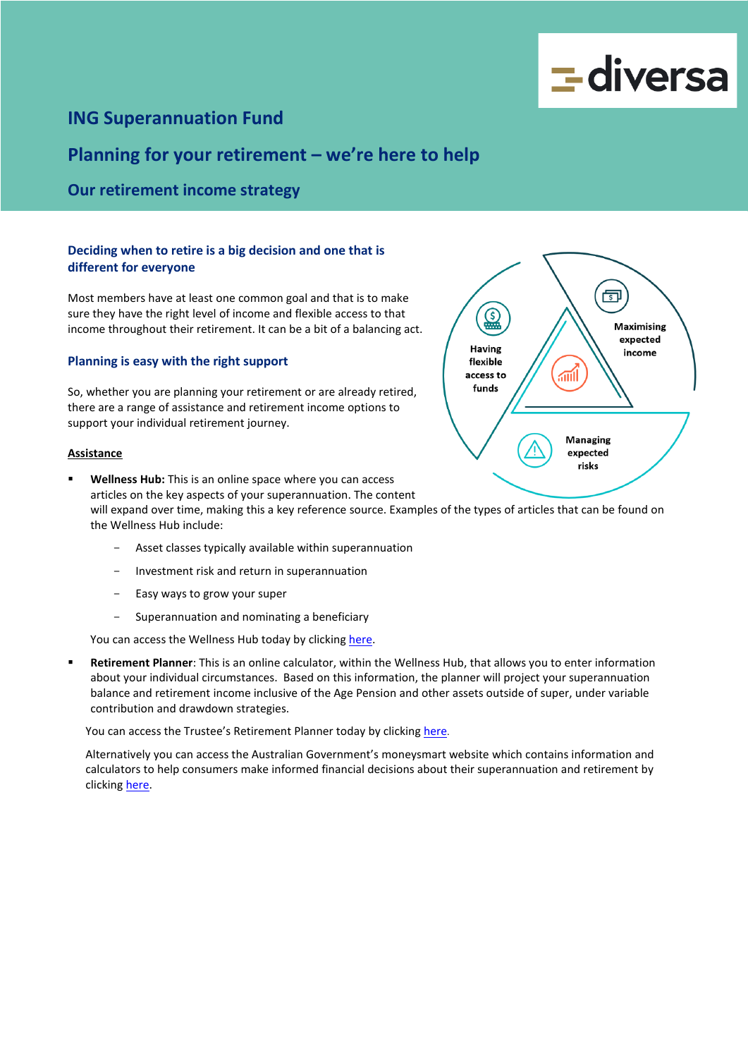# ING Superannuation Fund

## Planning for your retirement – we're here to help

### Our retirement income strategy

### Deciding when to retire is a big decision and one that is different for everyone

Most members have at least one common goal and that is to make sure they have the right level of income and flexible access to that income throughout their retirement. It can be a bit of a balancing act.

### Planning is easy with the right support

So, whether you are planning your retirement or are already retired, there are a range of assistance and retirement income options to support your individual retirement journey.

Having flexible access to funds

Maximising expected income

Managing expected risks

**Assistance**

- **Wellness Hub:** This is an online space where you can access articles on the key aspects of your superannuation. The content will expand over time, making this a key reference source. Examples of the types of articles that can be found on the Wellness Hub include:
  - Asset classes typically available within superannuation
  - Investment risk and return in superannuation
  - Easy ways to grow your super
  - Superannuation and nominating a beneficiary

  You can access the Wellness Hub today by clicking here.

- **Retirement Planner**: This is an online calculator, within the Wellness Hub, that allows you to enter information about your individual circumstances. Based on this information, the planner will project your superannuation balance and retirement income inclusive of the Age Pension and other assets outside of super, under variable contribution and drawdown strategies.

  You can access the Trustee's Retirement Planner today by clicking here.

  Alternatively you can access the Australian Government's moneysmart website which contains information and calculators to help consumers make informed financial decisions about their superannuation and retirement by clicking here.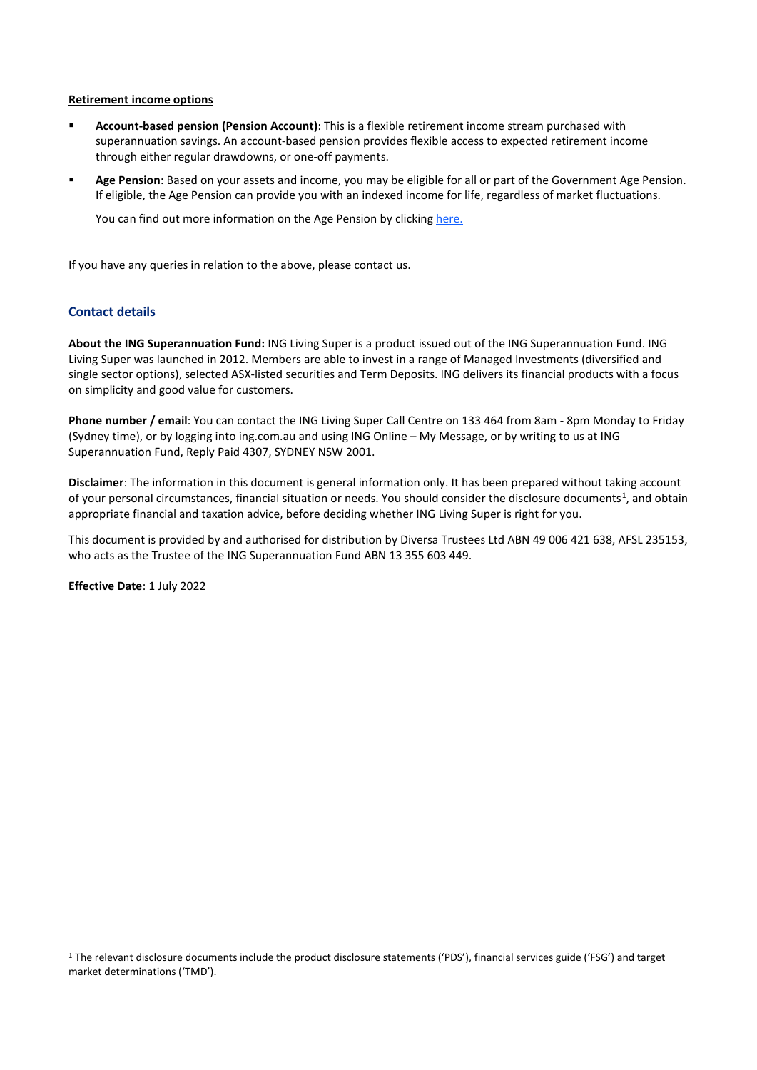**Retirement income options**

- **Account-based pension (Pension Account)**: This is a flexible retirement income stream purchased with superannuation savings. An account-based pension provides flexible access to expected retirement income through either regular drawdowns, or one-off payments.
- **Age Pension**: Based on your assets and income, you may be eligible for all or part of the Government Age Pension. If eligible, the Age Pension can provide you with an indexed income for life, regardless of market fluctuations.

  You can find out more information on the Age Pension by clicking here.

If you have any queries in relation to the above, please contact us.

## Contact details

**About the ING Superannuation Fund:** ING Living Super is a product issued out of the ING Superannuation Fund. ING Living Super was launched in 2012. Members are able to invest in a range of Managed Investments (diversified and single sector options), selected ASX-listed securities and Term Deposits. ING delivers its financial products with a focus on simplicity and good value for customers.

**Phone number / email**: You can contact the ING Living Super Call Centre on 133 464 from 8am - 8pm Monday to Friday (Sydney time), or by logging into ing.com.au and using ING Online – My Message, or by writing to us at ING Superannuation Fund, Reply Paid 4307, SYDNEY NSW 2001.

**Disclaimer**: The information in this document is general information only. It has been prepared without taking account of your personal circumstances, financial situation or needs. You should consider the disclosure documents[1], and obtain appropriate financial and taxation advice, before deciding whether ING Living Super is right for you.

This document is provided by and authorised for distribution by Diversa Trustees Ltd ABN 49 006 421 638, AFSL 235153, who acts as the Trustee of the ING Superannuation Fund ABN 13 355 603 449.

**Effective Date**: 1 July 2022

[1] The relevant disclosure documents include the product disclosure statements ('PDS'), financial services guide ('FSG') and target market determinations ('TMD').